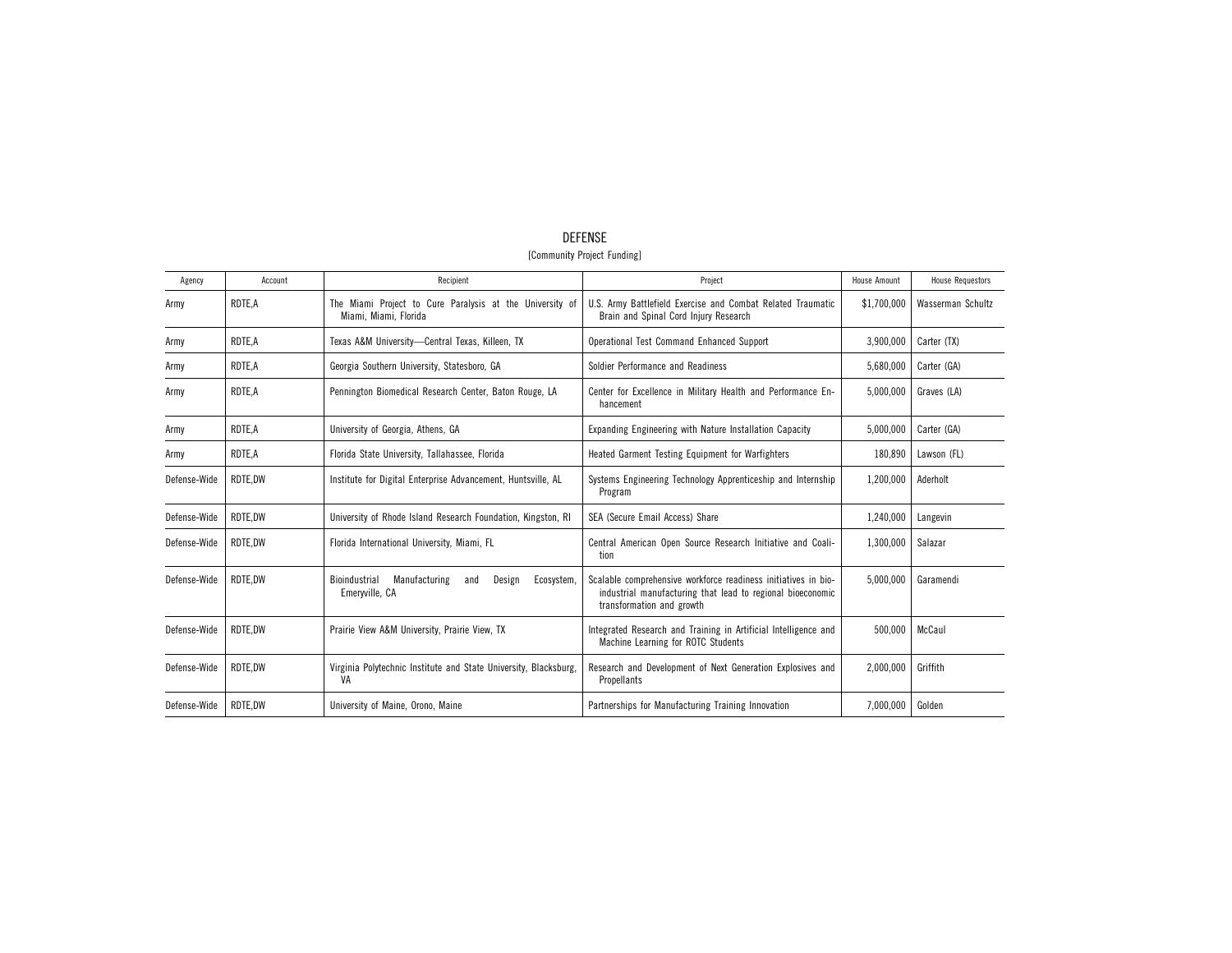# DEFENSE

[Community Project Funding]

| Agency | Account | Recipient | Project | House Amount | House Requestors |
|---|---|---|---|---|---|
| Army | RDTE,A | The Miami Project to Cure Paralysis at the University of Miami, Miami, Florida | U.S. Army Battlefield Exercise and Combat Related Traumatic Brain and Spinal Cord Injury Research | $1,700,000 | Wasserman Schultz |
| Army | RDTE,A | Texas A&M University—Central Texas, Killeen, TX | Operational Test Command Enhanced Support | 3,900,000 | Carter (TX) |
| Army | RDTE,A | Georgia Southern University, Statesboro, GA | Soldier Performance and Readiness | 5,680,000 | Carter (GA) |
| Army | RDTE,A | Pennington Biomedical Research Center, Baton Rouge, LA | Center for Excellence in Military Health and Performance Enhancement | 5,000,000 | Graves (LA) |
| Army | RDTE,A | University of Georgia, Athens, GA | Expanding Engineering with Nature Installation Capacity | 5,000,000 | Carter (GA) |
| Army | RDTE,A | Florida State University, Tallahassee, Florida | Heated Garment Testing Equipment for Warfighters | 180,890 | Lawson (FL) |
| Defense-Wide | RDTE,DW | Institute for Digital Enterprise Advancement, Huntsville, AL | Systems Engineering Technology Apprenticeship and Internship Program | 1,200,000 | Aderholt |
| Defense-Wide | RDTE,DW | University of Rhode Island Research Foundation, Kingston, RI | SEA (Secure Email Access) Share | 1,240,000 | Langevin |
| Defense-Wide | RDTE,DW | Florida International University, Miami, FL | Central American Open Source Research Initiative and Coalition | 1,300,000 | Salazar |
| Defense-Wide | RDTE,DW | Bioindustrial Manufacturing and Design Ecosystem, Emeryville, CA | Scalable comprehensive workforce readiness initiatives in bioindustrial manufacturing that lead to regional bioeconomic transformation and growth | 5,000,000 | Garamendi |
| Defense-Wide | RDTE,DW | Prairie View A&M University, Prairie View, TX | Integrated Research and Training in Artificial Intelligence and Machine Learning for ROTC Students | 500,000 | McCaul |
| Defense-Wide | RDTE,DW | Virginia Polytechnic Institute and State University, Blacksburg, VA | Research and Development of Next Generation Explosives and Propellants | 2,000,000 | Griffith |
| Defense-Wide | RDTE,DW | University of Maine, Orono, Maine | Partnerships for Manufacturing Training Innovation | 7,000,000 | Golden |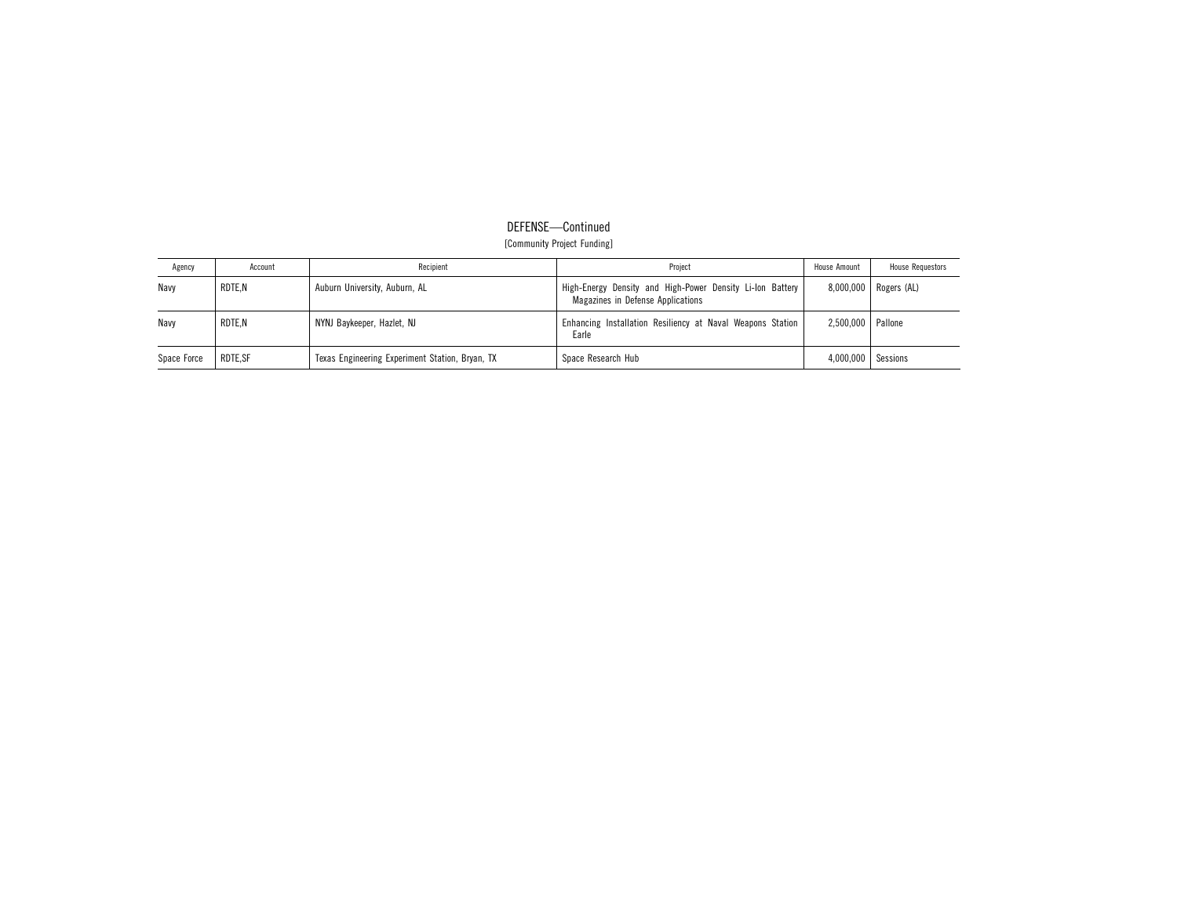DEFENSE—Continued

[Community Project Funding]

| Agency | Account | Recipient | Project | House Amount | House Requestors |
|---|---|---|---|---|---|
| Navy | RDTE,N | Auburn University, Auburn, AL | High-Energy Density and High-Power Density Li-Ion Battery Magazines in Defense Applications | 8,000,000 | Rogers (AL) |
| Navy | RDTE,N | NYNJ Baykeeper, Hazlet, NJ | Enhancing Installation Resiliency at Naval Weapons Station Earle | 2,500,000 | Pallone |
| Space Force | RDTE,SF | Texas Engineering Experiment Station, Bryan, TX | Space Research Hub | 4,000,000 | Sessions |